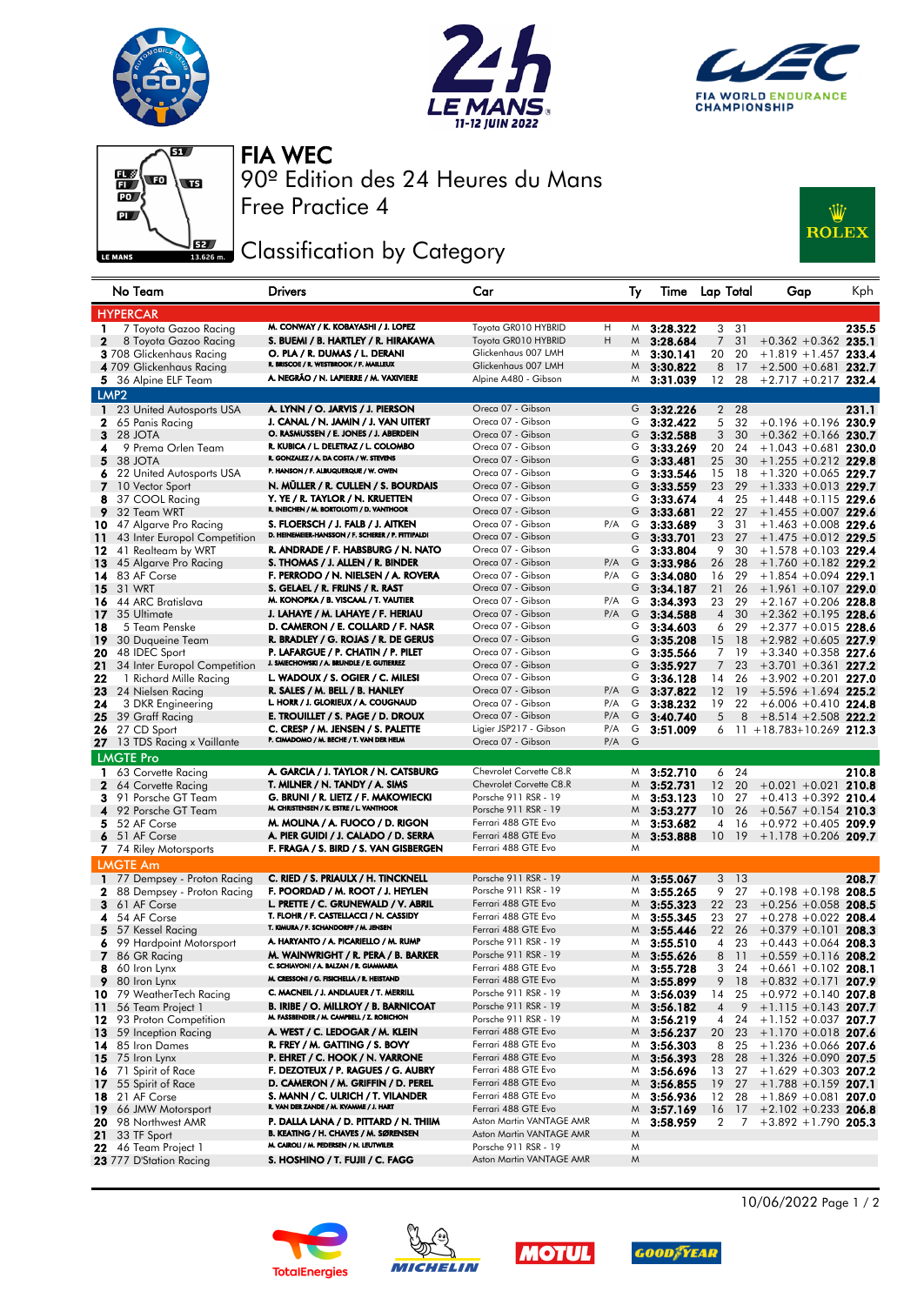# FIA WEC

## 90º Edition des 24 Heures du Mans

## Free Practice 4

## Classification by Category

| No | Team | Drivers | Car | | Ty | Time | Lap | Total | Gap | | Kph |
|---|---|---|---|---|---|---|---|---|---|---|---|
| **HYPERCAR** | | | | | | | | | | | |
| 1 | 7 Toyota Gazoo Racing | M. CONWAY / K. KOBAYASHI / J. LOPEZ | Toyota GR010 HYBRID | H | M | 3:28.322 | 3 | 31 | | | 235.5 |
| 2 | 8 Toyota Gazoo Racing | S. BUEMI / B. HARTLEY / R. HIRAKAWA | Toyota GR010 HYBRID | H | M | 3:28.684 | 7 | 31 | +0.362 | +0.362 | 235.1 |
| 3 | 708 Glickenhaus Racing | O. PLA / R. DUMAS / L. DERANI | Glickenhaus 007 LMH | | M | 3:30.141 | 20 | 20 | +1.819 | +1.457 | 233.4 |
| 4 | 709 Glickenhaus Racing | R. BRISCOE / R. WESTBROOK / F. MAILLEUX | Glickenhaus 007 LMH | | M | 3:30.822 | 8 | 17 | +2.500 | +0.681 | 232.7 |
| 5 | 36 Alpine ELF Team | A. NEGRÃO / N. LAPIERRE / M. VAXIVIERE | Alpine A480 - Gibson | | M | 3:31.039 | 12 | 28 | +2.717 | +0.217 | 232.4 |
| **LMP2** | | | | | | | | | | | |
| 1 | 23 United Autosports USA | A. LYNN / O. JARVIS / J. PIERSON | Oreca 07 - Gibson | | G | 3:32.226 | 2 | 28 | | | 231.1 |
| 2 | 65 Panis Racing | J. CANAL / N. JAMIN / J. VAN UITERT | Oreca 07 - Gibson | | G | 3:32.422 | 5 | 32 | +0.196 | +0.196 | 230.9 |
| 3 | 28 JOTA | O. RASMUSSEN / E. JONES / J. ABERDEIN | Oreca 07 - Gibson | | G | 3:32.588 | 3 | 30 | +0.362 | +0.166 | 230.7 |
| 4 | 9 Prema Orlen Team | R. KUBICA / L. DELETRAZ / L. COLOMBO | Oreca 07 - Gibson | | G | 3:33.269 | 20 | 24 | +1.043 | +0.681 | 230.0 |
| 5 | 38 JOTA | R. GONZALEZ / A. DA COSTA / W. STEVENS | Oreca 07 - Gibson | | G | 3:33.481 | 25 | 30 | +1.255 | +0.212 | 229.8 |
| 6 | 22 United Autosports USA | P. HANSON / F. ALBUQUERQUE / W. OWEN | Oreca 07 - Gibson | | G | 3:33.546 | 15 | 18 | +1.320 | +0.065 | 229.7 |
| 7 | 10 Vector Sport | N. MÜLLER / R. CULLEN / S. BOURDAIS | Oreca 07 - Gibson | | G | 3:33.559 | 23 | 29 | +1.333 | +0.013 | 229.7 |
| 8 | 37 COOL Racing | Y. YE / R. TAYLOR / N. KRUETTEN | Oreca 07 - Gibson | | G | 3:33.674 | 4 | 25 | +1.448 | +0.115 | 229.6 |
| 9 | 32 Team WRT | R. INEICHEN / M. BORTOLOTTI / D. VANTHOOR | Oreca 07 - Gibson | | G | 3:33.681 | 22 | 27 | +1.455 | +0.007 | 229.6 |
| 10 | 47 Algarve Pro Racing | S. FLOERSCH / J. FALB / J. AITKEN | Oreca 07 - Gibson | P/A | G | 3:33.689 | 3 | 31 | +1.463 | +0.008 | 229.6 |
| 11 | 43 Inter Europol Competition | D. HEINEMEIER-HANSSON / F. SCHERER / P. FITTIPALDI | Oreca 07 - Gibson | | G | 3:33.701 | 23 | 27 | +1.475 | +0.012 | 229.5 |
| 12 | 41 Realteam by WRT | R. ANDRADE / F. HABSBURG / N. NATO | Oreca 07 - Gibson | | G | 3:33.804 | 9 | 30 | +1.578 | +0.103 | 229.4 |
| 13 | 45 Algarve Pro Racing | S. THOMAS / J. ALLEN / R. BINDER | Oreca 07 - Gibson | P/A | G | 3:33.986 | 26 | 28 | +1.760 | +0.182 | 229.2 |
| 14 | 83 AF Corse | F. PERRODO / N. NIELSEN / A. ROVERA | Oreca 07 - Gibson | P/A | G | 3:34.080 | 16 | 29 | +1.854 | +0.094 | 229.1 |
| 15 | 31 WRT | S. GELAEL / R. FRIJNS / R. RAST | Oreca 07 - Gibson | | G | 3:34.187 | 21 | 26 | +1.961 | +0.107 | 229.0 |
| 16 | 44 ARC Bratislava | M. KONOPKA / B. VISCAAL / T. VAUTIER | Oreca 07 - Gibson | P/A | G | 3:34.393 | 23 | 29 | +2.167 | +0.206 | 228.8 |
| 17 | 35 Ultimate | J. LAHAYE / M. LAHAYE / F. HERIAU | Oreca 07 - Gibson | P/A | G | 3:34.588 | 4 | 30 | +2.362 | +0.195 | 228.6 |
| 18 | 5 Team Penske | D. CAMERON / E. COLLARD / F. NASR | Oreca 07 - Gibson | | G | 3:34.603 | 6 | 29 | +2.377 | +0.015 | 228.6 |
| 19 | 30 Duqueine Team | R. BRADLEY / G. ROJAS / R. DE GERUS | Oreca 07 - Gibson | | G | 3:35.208 | 15 | 18 | +2.982 | +0.605 | 227.9 |
| 20 | 48 IDEC Sport | P. LAFARGUE / P. CHATIN / P. PILET | Oreca 07 - Gibson | | G | 3:35.566 | 7 | 19 | +3.340 | +0.358 | 227.6 |
| 21 | 34 Inter Europol Competition | J. SMIECHOWSKI / A. BRUNDLE / E. GUTIERREZ | Oreca 07 - Gibson | | G | 3:35.927 | 7 | 23 | +3.701 | +0.361 | 227.2 |
| 22 | 1 Richard Mille Racing | L. WADOUX / S. OGIER / C. MILESI | Oreca 07 - Gibson | | G | 3:36.128 | 14 | 26 | +3.902 | +0.201 | 227.0 |
| 23 | 24 Nielsen Racing | R. SALES / M. BELL / B. HANLEY | Oreca 07 - Gibson | P/A | G | 3:37.822 | 12 | 19 | +5.596 | +1.694 | 225.2 |
| 24 | 3 DKR Engineering | L. HORR / J. GLORIEUX / A. COUGNAUD | Oreca 07 - Gibson | P/A | G | 3:38.232 | 19 | 22 | +6.006 | +0.410 | 224.8 |
| 25 | 39 Graff Racing | E. TROUILLET / S. PAGE / D. DROUX | Oreca 07 - Gibson | P/A | G | 3:40.740 | 5 | 8 | +8.514 | +2.508 | 222.2 |
| 26 | 27 CD Sport | C. CRESP / M. JENSEN / S. PALETTE | Ligier JSP217 - Gibson | P/A | G | 3:51.009 | 6 | 11 | +18.783 | +10.269 | 212.3 |
| 27 | 13 TDS Racing x Vaillante | P. CIMADOMO / M. BECHE / T. VAN DER HELM | Oreca 07 - Gibson | P/A | G | | | | | | |
| **LMGTE Pro** | | | | | | | | | | | |
| 1 | 63 Corvette Racing | A. GARCIA / J. TAYLOR / N. CATSBURG | Chevrolet Corvette C8.R | | M | 3:52.710 | 6 | 24 | | | 210.8 |
| 2 | 64 Corvette Racing | T. MILNER / N. TANDY / A. SIMS | Chevrolet Corvette C8.R | | M | 3:52.731 | 12 | 20 | +0.021 | +0.021 | 210.8 |
| 3 | 91 Porsche GT Team | G. BRUNI / R. LIETZ / F. MAKOWIECKI | Porsche 911 RSR - 19 | | M | 3:53.123 | 10 | 27 | +0.413 | +0.392 | 210.4 |
| 4 | 92 Porsche GT Team | M. CHRISTENSEN / K. ESTRE / L. VANTHOOR | Porsche 911 RSR - 19 | | M | 3:53.277 | 10 | 26 | +0.567 | +0.154 | 210.3 |
| 5 | 52 AF Corse | M. MOLINA / A. FUOCO / D. RIGON | Ferrari 488 GTE Evo | | M | 3:53.682 | 4 | 16 | +0.972 | +0.405 | 209.9 |
| 6 | 51 AF Corse | A. PIER GUIDI / J. CALADO / D. SERRA | Ferrari 488 GTE Evo | | M | 3:53.888 | 10 | 19 | +1.178 | +0.206 | 209.7 |
| 7 | 74 Riley Motorsports | F. FRAGA / S. BIRD / S. VAN GISBERGEN | Ferrari 488 GTE Evo | | M | | | | | | |
| **LMGTE Am** | | | | | | | | | | | |
| 1 | 77 Dempsey - Proton Racing | C. RIED / S. PRIAULX / H. TINCKNELL | Porsche 911 RSR - 19 | | M | 3:55.067 | 3 | 13 | | | 208.7 |
| 2 | 88 Dempsey - Proton Racing | F. POORDAD / M. ROOT / J. HEYLEN | Porsche 911 RSR - 19 | | M | 3:55.265 | 9 | 27 | +0.198 | +0.198 | 208.5 |
| 3 | 61 AF Corse | L. PRETTE / C. GRUNEWALD / V. ABRIL | Ferrari 488 GTE Evo | | M | 3:55.323 | 22 | 23 | +0.256 | +0.058 | 208.5 |
| 4 | 54 AF Corse | T. FLOHR / F. CASTELLACCI / N. CASSIDY | Ferrari 488 GTE Evo | | M | 3:55.345 | 23 | 27 | +0.278 | +0.022 | 208.4 |
| 5 | 57 Kessel Racing | T. KIMURA / F. SCHANDORFF / M. JENSEN | Ferrari 488 GTE Evo | | M | 3:55.446 | 22 | 26 | +0.379 | +0.101 | 208.3 |
| 6 | 99 Hardpoint Motorsport | A. HARYANTO / A. PICARIELLO / M. RUMP | Porsche 911 RSR - 19 | | M | 3:55.510 | 4 | 23 | +0.443 | +0.064 | 208.3 |
| 7 | 86 GR Racing | M. WAINWRIGHT / R. PERA / B. BARKER | Porsche 911 RSR - 19 | | M | 3:55.626 | 8 | 11 | +0.559 | +0.116 | 208.2 |
| 8 | 60 Iron Lynx | C. SCHIAVONI / A. BALZAN / R. GIAMMARIA | Ferrari 488 GTE Evo | | M | 3:55.728 | 3 | 24 | +0.661 | +0.102 | 208.1 |
| 9 | 80 Iron Lynx | M. CRESSONI / G. FISICHELLA / R. HEISTAND | Ferrari 488 GTE Evo | | M | 3:55.899 | 9 | 18 | +0.832 | +0.171 | 207.9 |
| 10 | 79 WeatherTech Racing | C. MACNEIL / J. ANDLAUER / T. MERRILL | Porsche 911 RSR - 19 | | M | 3:56.039 | 14 | 25 | +0.972 | +0.140 | 207.8 |
| 11 | 56 Team Project 1 | B. IRIBE / O. MILLROY / B. BARNICOAT | Porsche 911 RSR - 19 | | M | 3:56.182 | 4 | 9 | +1.115 | +0.143 | 207.7 |
| 12 | 93 Proton Competition | M. FASSBENDER / M. CAMPBELL / Z. ROBICHON | Porsche 911 RSR - 19 | | M | 3:56.219 | 4 | 24 | +1.152 | +0.037 | 207.7 |
| 13 | 59 Inception Racing | A. WEST / C. LEDOGAR / M. KLEIN | Ferrari 488 GTE Evo | | M | 3:56.237 | 20 | 23 | +1.170 | +0.018 | 207.6 |
| 14 | 85 Iron Dames | R. FREY / M. GATTING / S. BOVY | Ferrari 488 GTE Evo | | M | 3:56.303 | 8 | 25 | +1.236 | +0.066 | 207.6 |
| 15 | 75 Iron Lynx | P. EHRET / C. HOOK / N. VARRONE | Ferrari 488 GTE Evo | | M | 3:56.393 | 28 | 28 | +1.326 | +0.090 | 207.5 |
| 16 | 71 Spirit of Race | F. DEZOTEUX / P. RAGUES / G. AUBRY | Ferrari 488 GTE Evo | | M | 3:56.696 | 13 | 27 | +1.629 | +0.303 | 207.2 |
| 17 | 55 Spirit of Race | D. CAMERON / M. GRIFFIN / D. PEREL | Ferrari 488 GTE Evo | | M | 3:56.855 | 19 | 27 | +1.788 | +0.159 | 207.1 |
| 18 | 21 AF Corse | S. MANN / C. ULRICH / T. VILANDER | Ferrari 488 GTE Evo | | M | 3:56.936 | 12 | 28 | +1.869 | +0.081 | 207.0 |
| 19 | 66 JMW Motorsport | R. VAN DER ZANDE / M. KVAMME / J. HART | Ferrari 488 GTE Evo | | M | 3:57.169 | 16 | 17 | +2.102 | +0.233 | 206.8 |
| 20 | 98 Northwest AMR | P. DALLA LANA / D. PITTARD / N. THIIM | Aston Martin VANTAGE AMR | | M | 3:58.959 | 2 | 7 | +3.892 | +1.790 | 205.3 |
| 21 | 33 TF Sport | B. KEATING / H. CHAVES / M. SØRENSEN | Aston Martin VANTAGE AMR | | M | | | | | | |
| 22 | 46 Team Project 1 | M. CAIROLI / M. PEDERSEN / N. LEUTWILER | Porsche 911 RSR - 19 | | M | | | | | | |
| 23 | 777 D'Station Racing | S. HOSHINO / T. FUJII / C. FAGG | Aston Martin VANTAGE AMR | | M | | | | | | |

10/06/2022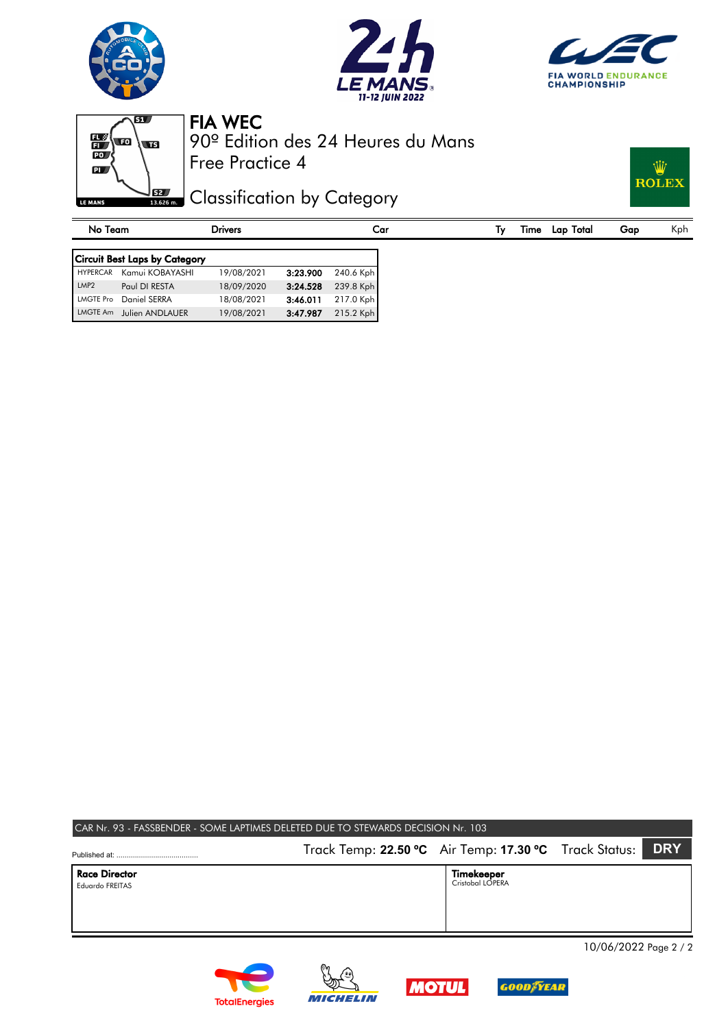# FIA WEC

90º Edition des 24 Heures du Mans

Free Practice 4

## Classification by Category

| No | Team | Drivers | Car | Ty | Time | Lap | Total | Gap | Kph |
|---|---|---|---|---|---|---|---|---|---|

**Circuit Best Laps by Category**

| | | | | |
|---|---|---|---|---|
| HYPERCAR | Kamui KOBAYASHI | 19/08/2021 | **3:23.900** | 240.6 Kph |
| LMP2 | Paul DI RESTA | 18/09/2020 | **3:24.528** | 239.8 Kph |
| LMGTE Pro | Daniel SERRA | 18/08/2021 | **3:46.011** | 217.0 Kph |
| LMGTE Am | Julien ANDLAUER | 19/08/2021 | **3:47.987** | 215.2 Kph |

CAR Nr. 93 - FASSBENDER - SOME LAPTIMES DELETED DUE TO STEWARDS DECISION Nr. 103

Published at: ........................................

Track Temp: **22.50 ºC** Air Temp: **17.30 ºC** Track Status: **DRY**

| **Race Director** | **Timekeeper** |
|---|---|
| Eduardo FREITAS | Cristobal LOPERA |

10/06/2022